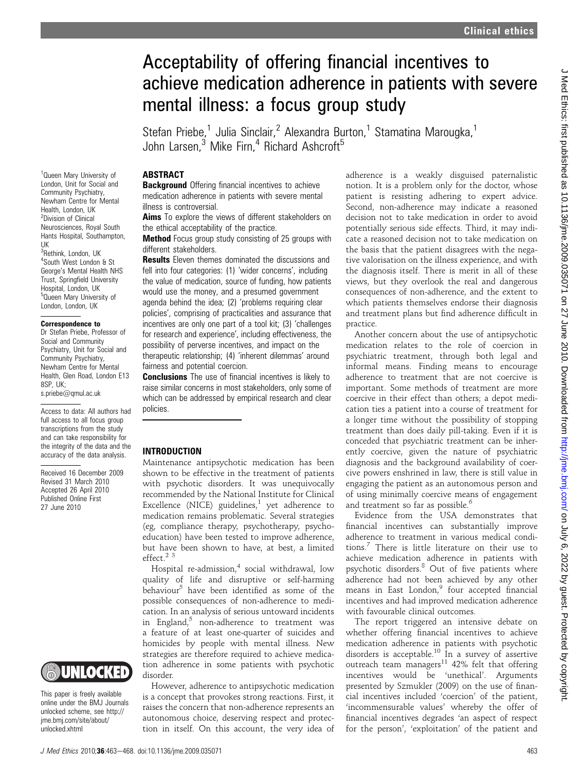# Acceptability of offering financial incentives to achieve medication adherence in patients with severe mental illness: a focus group study

Stefan Priebe,[1] Julia Sinclair,[2] Alexandra Burton,[1] Stamatina Marougka,[1] John Larsen,[3] Mike Firn,[4] Richard Ashcroft[5]

[1]Queen Mary University of London, Unit for Social and Community Psychiatry, Newham Centre for Mental Health, London, UK
[2]Division of Clinical Neurosciences, Royal South Hants Hospital, Southampton, UK
[3]Rethink, London, UK
[4]South West London & St George's Mental Health NHS Trust, Springfield University Hospital, London, UK
[5]Queen Mary University of London, London, UK

**Correspondence to**
Dr Stefan Priebe, Professor of Social and Community Psychiatry, Unit for Social and Community Psychiatry, Newham Centre for Mental Health, Glen Road, London E13 8SP, UK; s.priebe@qmul.ac.uk

Access to data: All authors had full access to all focus group transcriptions from the study and can take responsibility for the integrity of the data and the accuracy of the data analysis.

Received 16 December 2009
Revised 31 March 2010
Accepted 26 April 2010
Published Online First 27 June 2010

This paper is freely available online under the BMJ Journals unlocked scheme, see http://jme.bmj.com/site/about/unlocked.xhtml

## ABSTRACT

**Background** Offering financial incentives to achieve medication adherence in patients with severe mental illness is controversial.

**Aims** To explore the views of different stakeholders on the ethical acceptability of the practice.

**Method** Focus group study consisting of 25 groups with different stakeholders.

**Results** Eleven themes dominated the discussions and fell into four categories: (1) 'wider concerns', including the value of medication, source of funding, how patients would use the money, and a presumed government agenda behind the idea; (2) 'problems requiring clear policies', comprising of practicalities and assurance that incentives are only one part of a tool kit; (3) 'challenges for research and experience', including effectiveness, the possibility of perverse incentives, and impact on the therapeutic relationship; (4) 'inherent dilemmas' around fairness and potential coercion.

**Conclusions** The use of financial incentives is likely to raise similar concerns in most stakeholders, only some of which can be addressed by empirical research and clear policies.

## INTRODUCTION

Maintenance antipsychotic medication has been shown to be effective in the treatment of patients with psychotic disorders. It was unequivocally recommended by the National Institute for Clinical Excellence (NICE) guidelines,[1] yet adherence to medication remains problematic. Several strategies (eg, compliance therapy, psychotherapy, psychoeducation) have been tested to improve adherence, but have been shown to have, at best, a limited effect.[2 3]

Hospital re-admission,[4] social withdrawal, low quality of life and disruptive or self-harming behaviour[5] have been identified as some of the possible consequences of non-adherence to medication. In an analysis of serious untoward incidents in England,[5] non-adherence to treatment was a feature of at least one-quarter of suicides and homicides by people with mental illness. New strategies are therefore required to achieve medication adherence in some patients with psychotic disorder.

However, adherence to antipsychotic medication is a concept that provokes strong reactions. First, it raises the concern that non-adherence represents an autonomous choice, deserving respect and protection in itself. On this account, the very idea of adherence is a weakly disguised paternalistic notion. It is a problem only for the doctor, whose patient is resisting adhering to expert advice. Second, non-adherence may indicate a reasoned decision not to take medication in order to avoid potentially serious side effects. Third, it may indicate a reasoned decision not to take medication on the basis that the patient disagrees with the negative valorisation on the illness experience, and with the diagnosis itself. There is merit in all of these views, but they overlook the real and dangerous consequences of non-adherence, and the extent to which patients themselves endorse their diagnosis and treatment plans but find adherence difficult in practice.

Another concern about the use of antipsychotic medication relates to the role of coercion in psychiatric treatment, through both legal and informal means. Finding means to encourage adherence to treatment that are not coercive is important. Some methods of treatment are more coercive in their effect than others; a depot medication ties a patient into a course of treatment for a longer time without the possibility of stopping treatment than does daily pill-taking. Even if it is conceded that psychiatric treatment can be inherently coercive, given the nature of psychiatric diagnosis and the background availability of coercive powers enshrined in law, there is still value in engaging the patient as an autonomous person and of using minimally coercive means of engagement and treatment so far as possible.[6]

Evidence from the USA demonstrates that financial incentives can substantially improve adherence to treatment in various medical conditions.[7] There is little literature on their use to achieve medication adherence in patients with psychotic disorders.[8] Out of five patients where adherence had not been achieved by any other means in East London,[9] four accepted financial incentives and had improved medication adherence with favourable clinical outcomes.

The report triggered an intensive debate on whether offering financial incentives to achieve medication adherence in patients with psychotic disorders is acceptable.[10] In a survey of assertive outreach team managers[11] 42% felt that offering incentives would be 'unethical'. Arguments presented by Szmukler (2009) on the use of financial incentives included 'coercion' of the patient, 'incommensurable values' whereby the offer of financial incentives degrades 'an aspect of respect for the person', 'exploitation' of the patient and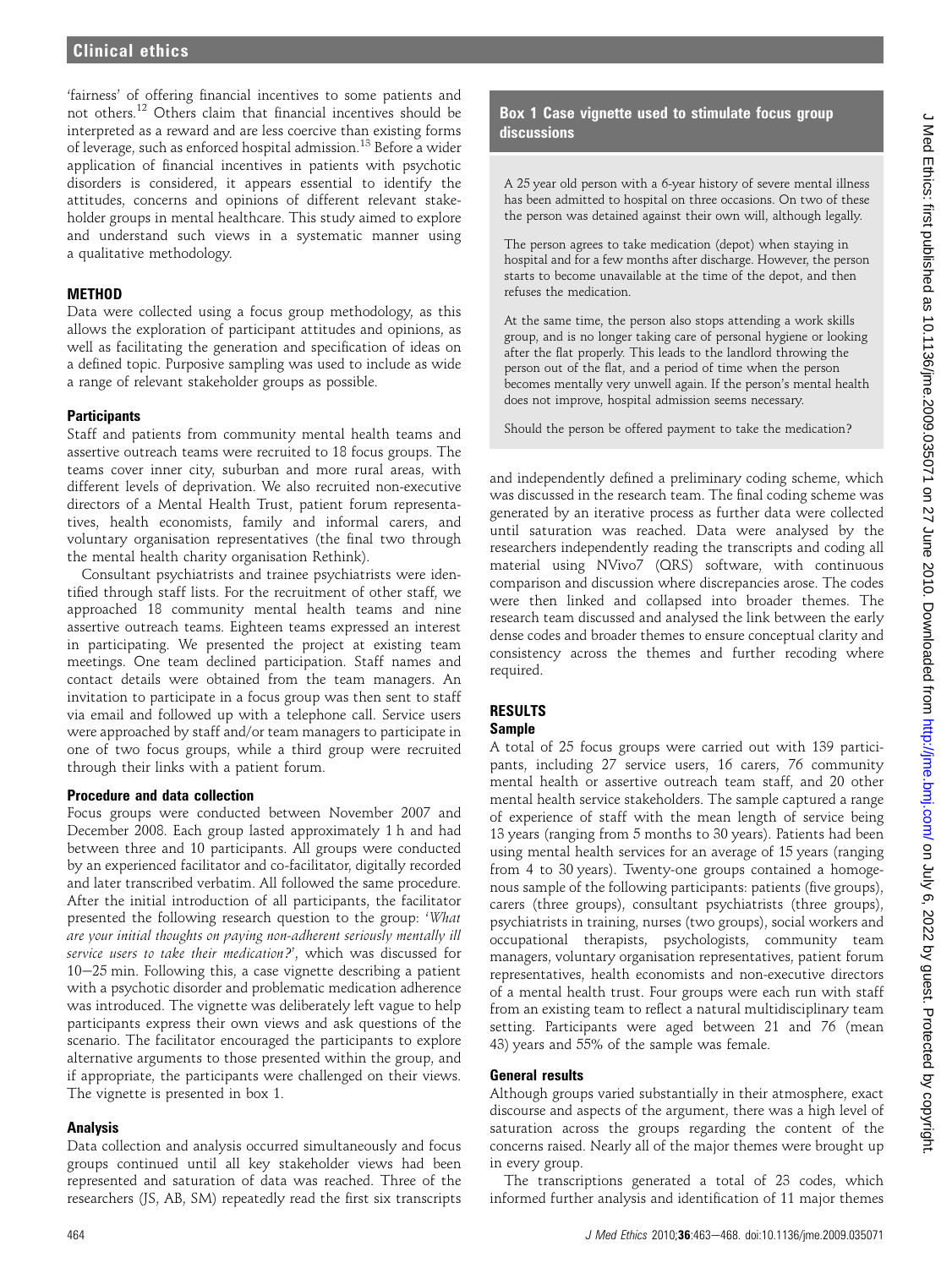'fairness' of offering financial incentives to some patients and not others.[12] Others claim that financial incentives should be interpreted as a reward and are less coercive than existing forms of leverage, such as enforced hospital admission.[15] Before a wider application of financial incentives in patients with psychotic disorders is considered, it appears essential to identify the attitudes, concerns and opinions of different relevant stakeholder groups in mental healthcare. This study aimed to explore and understand such views in a systematic manner using a qualitative methodology.

## METHOD

Data were collected using a focus group methodology, as this allows the exploration of participant attitudes and opinions, as well as facilitating the generation and specification of ideas on a defined topic. Purposive sampling was used to include as wide a range of relevant stakeholder groups as possible.

### Participants

Staff and patients from community mental health teams and assertive outreach teams were recruited to 18 focus groups. The teams cover inner city, suburban and more rural areas, with different levels of deprivation. We also recruited non-executive directors of a Mental Health Trust, patient forum representatives, health economists, family and informal carers, and voluntary organisation representatives (the final two through the mental health charity organisation Rethink).

Consultant psychiatrists and trainee psychiatrists were identified through staff lists. For the recruitment of other staff, we approached 18 community mental health teams and nine assertive outreach teams. Eighteen teams expressed an interest in participating. We presented the project at existing team meetings. One team declined participation. Staff names and contact details were obtained from the team managers. An invitation to participate in a focus group was then sent to staff via email and followed up with a telephone call. Service users were approached by staff and/or team managers to participate in one of two focus groups, while a third group were recruited through their links with a patient forum.

### Procedure and data collection

Focus groups were conducted between November 2007 and December 2008. Each group lasted approximately 1 h and had between three and 10 participants. All groups were conducted by an experienced facilitator and co-facilitator, digitally recorded and later transcribed verbatim. All followed the same procedure. After the initial introduction of all participants, the facilitator presented the following research question to the group: '*What are your initial thoughts on paying non-adherent seriously mentally ill service users to take their medication?*', which was discussed for 10–25 min. Following this, a case vignette describing a patient with a psychotic disorder and problematic medication adherence was introduced. The vignette was deliberately left vague to help participants express their own views and ask questions of the scenario. The facilitator encouraged the participants to explore alternative arguments to those presented within the group, and if appropriate, the participants were challenged on their views. The vignette is presented in box 1.

### Box 1 Case vignette used to stimulate focus group discussions

A 25 year old person with a 6-year history of severe mental illness has been admitted to hospital on three occasions. On two of these the person was detained against their own will, although legally.

The person agrees to take medication (depot) when staying in hospital and for a few months after discharge. However, the person starts to become unavailable at the time of the depot, and then refuses the medication.

At the same time, the person also stops attending a work skills group, and is no longer taking care of personal hygiene or looking after the flat properly. This leads to the landlord throwing the person out of the flat, and a period of time when the person becomes mentally very unwell again. If the person's mental health does not improve, hospital admission seems necessary.

Should the person be offered payment to take the medication?

### Analysis

Data collection and analysis occurred simultaneously and focus groups continued until all key stakeholder views had been represented and saturation of data was reached. Three of the researchers (JS, AB, SM) repeatedly read the first six transcripts and independently defined a preliminary coding scheme, which was discussed in the research team. The final coding scheme was generated by an iterative process as further data were collected until saturation was reached. Data were analysed by the researchers independently reading the transcripts and coding all material using NVivo7 (QRS) software, with continuous comparison and discussion where discrepancies arose. The codes were then linked and collapsed into broader themes. The research team discussed and analysed the link between the early dense codes and broader themes to ensure conceptual clarity and consistency across the themes and further recoding where required.

## RESULTS

### Sample

A total of 25 focus groups were carried out with 139 participants, including 27 service users, 16 carers, 76 community mental health or assertive outreach team staff, and 20 other mental health service stakeholders. The sample captured a range of experience of staff with the mean length of service being 13 years (ranging from 5 months to 30 years). Patients had been using mental health services for an average of 15 years (ranging from 4 to 30 years). Twenty-one groups contained a homogenous sample of the following participants: patients (five groups), carers (three groups), consultant psychiatrists (three groups), psychiatrists in training, nurses (two groups), social workers and occupational therapists, psychologists, community team managers, voluntary organisation representatives, patient forum representatives, health economists and non-executive directors of a mental health trust. Four groups were each run with staff from an existing team to reflect a natural multidisciplinary team setting. Participants were aged between 21 and 76 (mean 43) years and 55% of the sample was female.

### General results

Although groups varied substantially in their atmosphere, exact discourse and aspects of the argument, there was a high level of saturation across the groups regarding the content of the concerns raised. Nearly all of the major themes were brought up in every group.

The transcriptions generated a total of 23 codes, which informed further analysis and identification of 11 major themes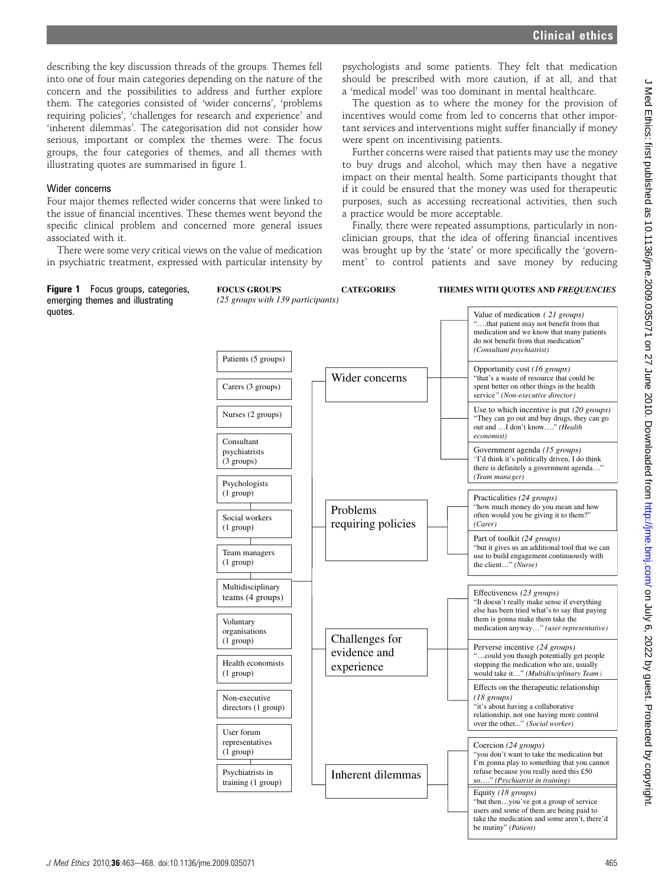describing the key discussion threads of the groups. Themes fell into one of four main categories depending on the nature of the concern and the possibilities to address and further explore them. The categories consisted of 'wider concerns', 'problems requiring policies', 'challenges for research and experience' and 'inherent dilemmas'. The categorisation did not consider how serious, important or complex the themes were. The focus groups, the four categories of themes, and all themes with illustrating quotes are summarised in figure 1.

### Wider concerns

Four major themes reflected wider concerns that were linked to the issue of financial incentives. These themes went beyond the specific clinical problem and concerned more general issues associated with it.

There were some very critical views on the value of medication in psychiatric treatment, expressed with particular intensity by psychologists and some patients. They felt that medication should be prescribed with more caution, if at all, and that a 'medical model' was too dominant in mental healthcare.

The question as to where the money for the provision of incentives would come from led to concerns that other important services and interventions might suffer financially if money were spent on incentivising patients.

Further concerns were raised that patients may use the money to buy drugs and alcohol, which may then have a negative impact on their mental health. Some participants thought that if it could be ensured that the money was used for therapeutic purposes, such as accessing recreational activities, then such a practice would be more acceptable.

Finally, there were repeated assumptions, particularly in non-clinician groups, that the idea of offering financial incentives was brought up by the 'state' or more specifically the 'government' to control patients and save money by reducing

**Figure 1** Focus groups, categories, emerging themes and illustrating quotes.

**FOCUS GROUPS** *(25 groups with 139 participants)*

- Patients (5 groups)
- Carers (3 groups)
- Nurses (2 groups)
- Consultant psychiatrists (3 groups)
- Psychologists (1 group)
- Social workers (1 group)
- Team managers (1 group)
- Multidisciplinary teams (4 groups)
- Voluntary organisations (1 group)
- Health economists (1 group)
- Non-executive directors (1 group)
- User forum representatives (1 group)
- Psychiatrists in training (1 group)

**CATEGORIES** — **THEMES WITH QUOTES AND *FREQUENCIES***

**Wider concerns**

- Value of medication *( 21 groups)* "….that patient may not benefit from that medication and we know that many patients do not benefit from that medication" *(Consultant psychiatrist)*
- Opportunity cost *(16 groups)* "that's a waste of resource that could be spent better on other things in the health service" *(Non-executive director)*
- Use to which incentive is put *(20 groups)* "They can go out and buy drugs, they can go out and …I don't know…." *(Health economist)*
- Government agenda *(15 groups)* "I'd think it's politically driven, I do think there is definitely a government agenda…" *(Team manager)*

**Problems requiring policies**

- Practicalities *(24 groups)* "how much money do you mean and how often would you be giving it to them?" *(Carer)*
- Part of toolkit *(24 groups)* "but it gives us an additional tool that we can use to build engagement continuously with the client…" *(Nurse)*

**Challenges for evidence and experience**

- Effectiveness *(23 groups)* "It doesn't really make sense if everything else has been tried what's to say that paying them is gonna make them take the medication anyway…" *(user representative)*
- Perverse incentive *(24 groups)* "…could you though potentially get people stopping the medication who are, usually would take it…" *(Multidisciplinary Team)*
- Effects on the therapeutic relationship *(18 groups)* "it's about having a collaborative relationship, not one having more control over the other..." *(Social worker)*

**Inherent dilemmas**

- Coercion *(24 groups)* "you don't want to take the medication but I'm gonna play to something that you cannot refuse because you really need this £50 so…." *(Psychiatrist in training)*
- Equity *(18 groups)* "but then…you've got a group of service users and some of them are being paid to take the medication and some aren't, there'd be mutiny" *(Patient)*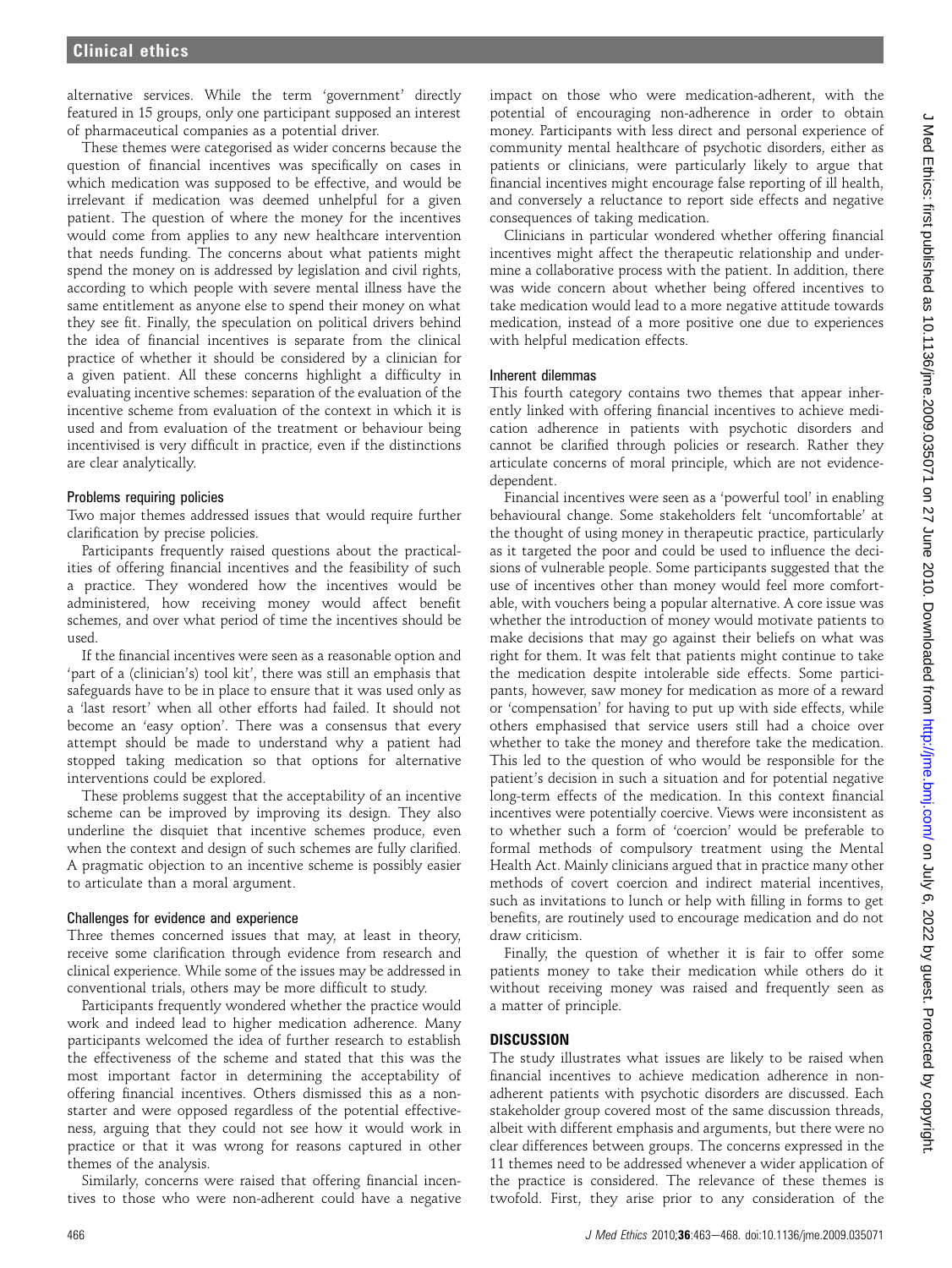alternative services. While the term 'government' directly featured in 15 groups, only one participant supposed an interest of pharmaceutical companies as a potential driver.

These themes were categorised as wider concerns because the question of financial incentives was specifically on cases in which medication was supposed to be effective, and would be irrelevant if medication was deemed unhelpful for a given patient. The question of where the money for the incentives would come from applies to any new healthcare intervention that needs funding. The concerns about what patients might spend the money on is addressed by legislation and civil rights, according to which people with severe mental illness have the same entitlement as anyone else to spend their money on what they see fit. Finally, the speculation on political drivers behind the idea of financial incentives is separate from the clinical practice of whether it should be considered by a clinician for a given patient. All these concerns highlight a difficulty in evaluating incentive schemes: separation of the evaluation of the incentive scheme from evaluation of the context in which it is used and from evaluation of the treatment or behaviour being incentivised is very difficult in practice, even if the distinctions are clear analytically.

### Problems requiring policies

Two major themes addressed issues that would require further clarification by precise policies.

Participants frequently raised questions about the practicalities of offering financial incentives and the feasibility of such a practice. They wondered how the incentives would be administered, how receiving money would affect benefit schemes, and over what period of time the incentives should be used.

If the financial incentives were seen as a reasonable option and 'part of a (clinician's) tool kit', there was still an emphasis that safeguards have to be in place to ensure that it was used only as a 'last resort' when all other efforts had failed. It should not become an 'easy option'. There was a consensus that every attempt should be made to understand why a patient had stopped taking medication so that options for alternative interventions could be explored.

These problems suggest that the acceptability of an incentive scheme can be improved by improving its design. They also underline the disquiet that incentive schemes produce, even when the context and design of such schemes are fully clarified. A pragmatic objection to an incentive scheme is possibly easier to articulate than a moral argument.

### Challenges for evidence and experience

Three themes concerned issues that may, at least in theory, receive some clarification through evidence from research and clinical experience. While some of the issues may be addressed in conventional trials, others may be more difficult to study.

Participants frequently wondered whether the practice would work and indeed lead to higher medication adherence. Many participants welcomed the idea of further research to establish the effectiveness of the scheme and stated that this was the most important factor in determining the acceptability of offering financial incentives. Others dismissed this as a non-starter and were opposed regardless of the potential effectiveness, arguing that they could not see how it would work in practice or that it was wrong for reasons captured in other themes of the analysis.

Similarly, concerns were raised that offering financial incentives to those who were non-adherent could have a negative impact on those who were medication-adherent, with the potential of encouraging non-adherence in order to obtain money. Participants with less direct and personal experience of community mental healthcare of psychotic disorders, either as patients or clinicians, were particularly likely to argue that financial incentives might encourage false reporting of ill health, and conversely a reluctance to report side effects and negative consequences of taking medication.

Clinicians in particular wondered whether offering financial incentives might affect the therapeutic relationship and undermine a collaborative process with the patient. In addition, there was wide concern about whether being offered incentives to take medication would lead to a more negative attitude towards medication, instead of a more positive one due to experiences with helpful medication effects.

### Inherent dilemmas

This fourth category contains two themes that appear inherently linked with offering financial incentives to achieve medication adherence in patients with psychotic disorders and cannot be clarified through policies or research. Rather they articulate concerns of moral principle, which are not evidence-dependent.

Financial incentives were seen as a 'powerful tool' in enabling behavioural change. Some stakeholders felt 'uncomfortable' at the thought of using money in therapeutic practice, particularly as it targeted the poor and could be used to influence the decisions of vulnerable people. Some participants suggested that the use of incentives other than money would feel more comfortable, with vouchers being a popular alternative. A core issue was whether the introduction of money would motivate patients to make decisions that may go against their beliefs on what was right for them. It was felt that patients might continue to take the medication despite intolerable side effects. Some participants, however, saw money for medication as more of a reward or 'compensation' for having to put up with side effects, while others emphasised that service users still had a choice over whether to take the money and therefore take the medication. This led to the question of who would be responsible for the patient's decision in such a situation and for potential negative long-term effects of the medication. In this context financial incentives were potentially coercive. Views were inconsistent as to whether such a form of 'coercion' would be preferable to formal methods of compulsory treatment using the Mental Health Act. Mainly clinicians argued that in practice many other methods of covert coercion and indirect material incentives, such as invitations to lunch or help with filling in forms to get benefits, are routinely used to encourage medication and do not draw criticism.

Finally, the question of whether it is fair to offer some patients money to take their medication while others do it without receiving money was raised and frequently seen as a matter of principle.

## DISCUSSION

The study illustrates what issues are likely to be raised when financial incentives to achieve medication adherence in non-adherent patients with psychotic disorders are discussed. Each stakeholder group covered most of the same discussion threads, albeit with different emphasis and arguments, but there were no clear differences between groups. The concerns expressed in the 11 themes need to be addressed whenever a wider application of the practice is considered. The relevance of these themes is twofold. First, they arise prior to any consideration of the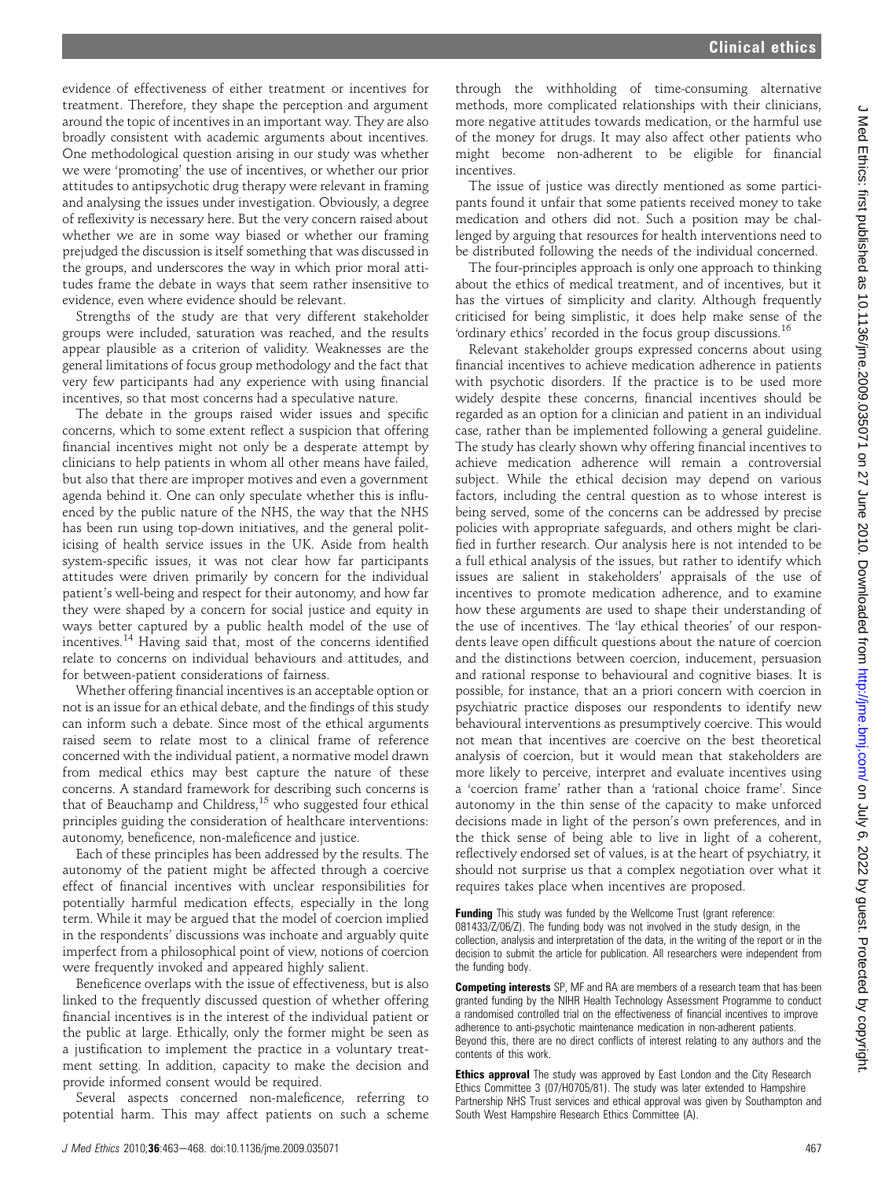evidence of effectiveness of either treatment or incentives for treatment. Therefore, they shape the perception and argument around the topic of incentives in an important way. They are also broadly consistent with academic arguments about incentives. One methodological question arising in our study was whether we were 'promoting' the use of incentives, or whether our prior attitudes to antipsychotic drug therapy were relevant in framing and analysing the issues under investigation. Obviously, a degree of reflexivity is necessary here. But the very concern raised about whether we are in some way biased or whether our framing prejudged the discussion is itself something that was discussed in the groups, and underscores the way in which prior moral attitudes frame the debate in ways that seem rather insensitive to evidence, even where evidence should be relevant.

Strengths of the study are that very different stakeholder groups were included, saturation was reached, and the results appear plausible as a criterion of validity. Weaknesses are the general limitations of focus group methodology and the fact that very few participants had any experience with using financial incentives, so that most concerns had a speculative nature.

The debate in the groups raised wider issues and specific concerns, which to some extent reflect a suspicion that offering financial incentives might not only be a desperate attempt by clinicians to help patients in whom all other means have failed, but also that there are improper motives and even a government agenda behind it. One can only speculate whether this is influenced by the public nature of the NHS, the way that the NHS has been run using top-down initiatives, and the general politicising of health service issues in the UK. Aside from health system-specific issues, it was not clear how far participants attitudes were driven primarily by concern for the individual patient's well-being and respect for their autonomy, and how far they were shaped by a concern for social justice and equity in ways better captured by a public health model of the use of incentives.[14] Having said that, most of the concerns identified relate to concerns on individual behaviours and attitudes, and for between-patient considerations of fairness.

Whether offering financial incentives is an acceptable option or not is an issue for an ethical debate, and the findings of this study can inform such a debate. Since most of the ethical arguments raised seem to relate most to a clinical frame of reference concerned with the individual patient, a normative model drawn from medical ethics may best capture the nature of these concerns. A standard framework for describing such concerns is that of Beauchamp and Childress,[15] who suggested four ethical principles guiding the consideration of healthcare interventions: autonomy, beneficence, non-maleficence and justice.

Each of these principles has been addressed by the results. The autonomy of the patient might be affected through a coercive effect of financial incentives with unclear responsibilities for potentially harmful medication effects, especially in the long term. While it may be argued that the model of coercion implied in the respondents' discussions was inchoate and arguably quite imperfect from a philosophical point of view, notions of coercion were frequently invoked and appeared highly salient.

Beneficence overlaps with the issue of effectiveness, but is also linked to the frequently discussed question of whether offering financial incentives is in the interest of the individual patient or the public at large. Ethically, only the former might be seen as a justification to implement the practice in a voluntary treatment setting. In addition, capacity to make the decision and provide informed consent would be required.

Several aspects concerned non-maleficence, referring to potential harm. This may affect patients on such a scheme through the withholding of time-consuming alternative methods, more complicated relationships with their clinicians, more negative attitudes towards medication, or the harmful use of the money for drugs. It may also affect other patients who might become non-adherent to be eligible for financial incentives.

The issue of justice was directly mentioned as some participants found it unfair that some patients received money to take medication and others did not. Such a position may be challenged by arguing that resources for health interventions need to be distributed following the needs of the individual concerned.

The four-principles approach is only one approach to thinking about the ethics of medical treatment, and of incentives, but it has the virtues of simplicity and clarity. Although frequently criticised for being simplistic, it does help make sense of the 'ordinary ethics' recorded in the focus group discussions.[16]

Relevant stakeholder groups expressed concerns about using financial incentives to achieve medication adherence in patients with psychotic disorders. If the practice is to be used more widely despite these concerns, financial incentives should be regarded as an option for a clinician and patient in an individual case, rather than be implemented following a general guideline. The study has clearly shown why offering financial incentives to achieve medication adherence will remain a controversial subject. While the ethical decision may depend on various factors, including the central question as to whose interest is being served, some of the concerns can be addressed by precise policies with appropriate safeguards, and others might be clarified in further research. Our analysis here is not intended to be a full ethical analysis of the issues, but rather to identify which issues are salient in stakeholders' appraisals of the use of incentives to promote medication adherence, and to examine how these arguments are used to shape their understanding of the use of incentives. The 'lay ethical theories' of our respondents leave open difficult questions about the nature of coercion and the distinctions between coercion, inducement, persuasion and rational response to behavioural and cognitive biases. It is possible, for instance, that an a priori concern with coercion in psychiatric practice disposes our respondents to identify new behavioural interventions as presumptively coercive. This would not mean that incentives are coercive on the best theoretical analysis of coercion, but it would mean that stakeholders are more likely to perceive, interpret and evaluate incentives using a 'coercion frame' rather than a 'rational choice frame'. Since autonomy in the thin sense of the capacity to make unforced decisions made in light of the person's own preferences, and in the thick sense of being able to live in light of a coherent, reflectively endorsed set of values, is at the heart of psychiatry, it should not surprise us that a complex negotiation over what it requires takes place when incentives are proposed.

**Funding** This study was funded by the Wellcome Trust (grant reference: 081433/Z/06/Z). The funding body was not involved in the study design, in the collection, analysis and interpretation of the data, in the writing of the report or in the decision to submit the article for publication. All researchers were independent from the funding body.

**Competing interests** SP, MF and RA are members of a research team that has been granted funding by the NIHR Health Technology Assessment Programme to conduct a randomised controlled trial on the effectiveness of financial incentives to improve adherence to anti-psychotic maintenance medication in non-adherent patients. Beyond this, there are no direct conflicts of interest relating to any authors and the contents of this work.

**Ethics approval** The study was approved by East London and the City Research Ethics Committee 3 (07/H0705/81). The study was later extended to Hampshire Partnership NHS Trust services and ethical approval was given by Southampton and South West Hampshire Research Ethics Committee (A).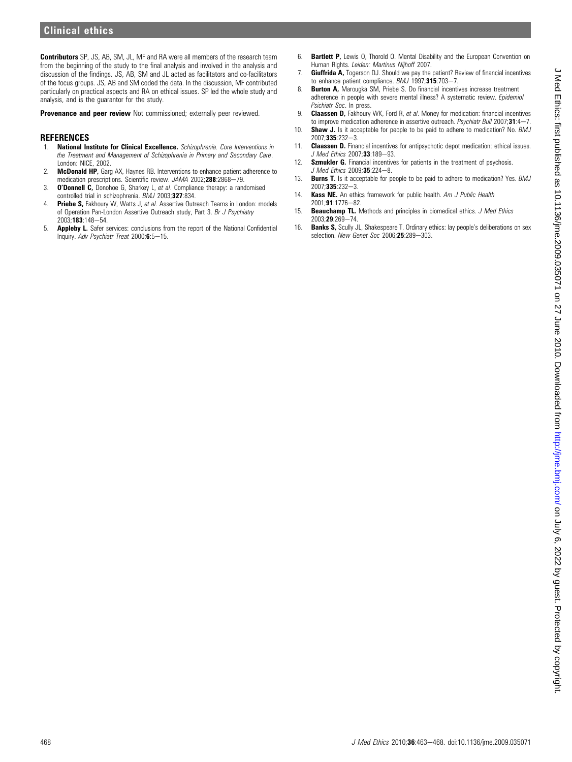**Contributors** SP, JS, AB, SM, JL, MF and RA were all members of the research team from the beginning of the study to the final analysis and involved in the analysis and discussion of the findings. JS, AB, SM and JL acted as facilitators and co-facilitators of the focus groups. JS, AB and SM coded the data. In the discussion, MF contributed particularly on practical aspects and RA on ethical issues. SP led the whole study and analysis, and is the guarantor for the study.

**Provenance and peer review** Not commissioned; externally peer reviewed.

## REFERENCES

1. **National Institute for Clinical Excellence.** *Schizophrenia. Core Interventions in the Treatment and Management of Schizophrenia in Primary and Secondary Care*. London: NICE, 2002.
2. **McDonald HP,** Garg AX, Haynes RB. Interventions to enhance patient adherence to medication prescriptions. Scientific review. *JAMA* 2002;**288**:2868−79.
3. **O'Donnell C,** Donohoe G, Sharkey L, *et al*. Compliance therapy: a randomised controlled trial in schizophrenia. *BMJ* 2003;**327**:834.
4. **Priebe S,** Fakhoury W, Watts J, *et al*. Assertive Outreach Teams in London: models of Operation Pan-London Assertive Outreach study, Part 3. *Br J Psychiatry* 2003;**183**:148−54.
5. **Appleby L.** Safer services: conclusions from the report of the National Confidential Inquiry. *Adv Psychiatr Treat* 2000;**6**:5−15.
6. **Bartlett P,** Lewis O, Thorold O. Mental Disability and the European Convention on Human Rights. *Leiden: Martinus Nijhoff* 2007.
7. **Giuffrida A,** Togerson DJ. Should we pay the patient? Review of financial incentives to enhance patient compliance. *BMJ* 1997;**315**:703−7.
8. **Burton A,** Marougka SM, Priebe S. Do financial incentives increase treatment adherence in people with severe mental illness? A systematic review. *Epidemiol Psichiatr Soc*. In press.
9. **Claassen D,** Fakhoury WK, Ford R, *et al*. Money for medication: financial incentives to improve medication adherence in assertive outreach. *Psychiatr Bull* 2007;**31**:4−7.
10. **Shaw J.** Is it acceptable for people to be paid to adhere to medication? No. *BMJ* 2007;**335**:232−3.
11. **Claassen D.** Financial incentives for antipsychotic depot medication: ethical issues. *J Med Ethics* 2007;**33**:189−93.
12. **Szmukler G.** Financial incentives for patients in the treatment of psychosis. *J Med Ethics* 2009;**35**:224−8.
13. **Burns T.** Is it acceptable for people to be paid to adhere to medication? Yes. *BMJ* 2007;**335**:232−3.
14. **Kass NE.** An ethics framework for public health. *Am J Public Health* 2001;**91**:1776−82.
15. **Beauchamp TL.** Methods and principles in biomedical ethics. *J Med Ethics* 2003;**29**:269−74.
16. **Banks S,** Scully JL, Shakespeare T. Ordinary ethics: lay people's deliberations on sex selection. *New Genet Soc* 2006;**25**:289−303.